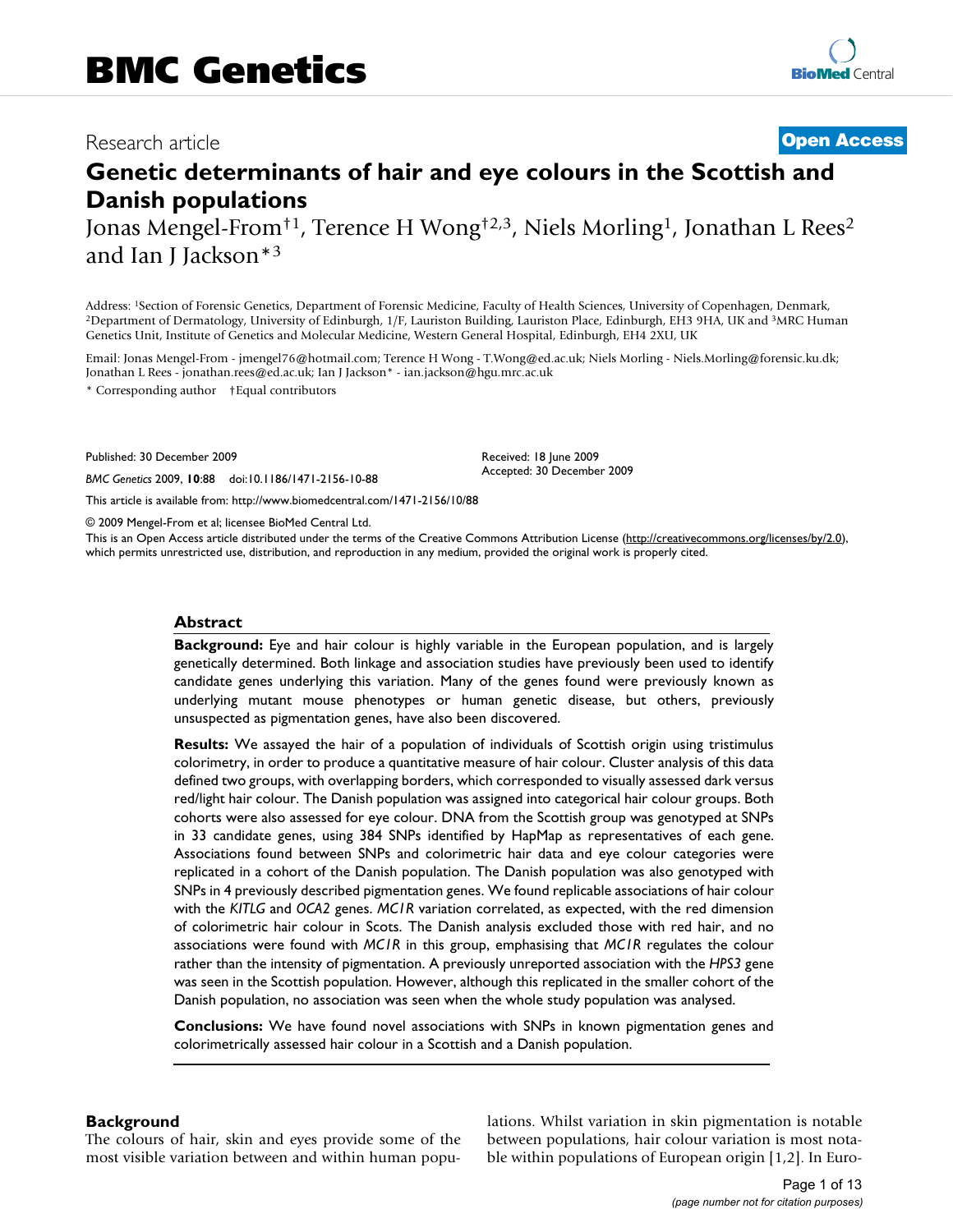# Genetic determinants of hair and eye colours in the Scottish and Danish populations

Research article — **Open Access**

Jonas Mengel-From†[1], Terence H Wong†[2,3], Niels Morling[1], Jonathan L Rees[2] and Ian J Jackson*[3]

Address: [1]Section of Forensic Genetics, Department of Forensic Medicine, Faculty of Health Sciences, University of Copenhagen, Denmark, [2]Department of Dermatology, University of Edinburgh, 1/F, Lauriston Building, Lauriston Place, Edinburgh, EH3 9HA, UK and [3]MRC Human Genetics Unit, Institute of Genetics and Molecular Medicine, Western General Hospital, Edinburgh, EH4 2XU, UK

Email: Jonas Mengel-From - jmengel76@hotmail.com; Terence H Wong - T.Wong@ed.ac.uk; Niels Morling - Niels.Morling@forensic.ku.dk; Jonathan L Rees - jonathan.rees@ed.ac.uk; Ian J Jackson* - ian.jackson@hgu.mrc.ac.uk

\* Corresponding author †Equal contributors

Published: 30 December 2009

*BMC Genetics* 2009, **10**:88 doi:10.1186/1471-2156-10-88

Received: 18 June 2009
Accepted: 30 December 2009

This article is available from: http://www.biomedcentral.com/1471-2156/10/88

© 2009 Mengel-From et al; licensee BioMed Central Ltd.

This is an Open Access article distributed under the terms of the Creative Commons Attribution License (http://creativecommons.org/licenses/by/2.0), which permits unrestricted use, distribution, and reproduction in any medium, provided the original work is properly cited.

## Abstract

**Background:** Eye and hair colour is highly variable in the European population, and is largely genetically determined. Both linkage and association studies have previously been used to identify candidate genes underlying this variation. Many of the genes found were previously known as underlying mutant mouse phenotypes or human genetic disease, but others, previously unsuspected as pigmentation genes, have also been discovered.

**Results:** We assayed the hair of a population of individuals of Scottish origin using tristimulus colorimetry, in order to produce a quantitative measure of hair colour. Cluster analysis of this data defined two groups, with overlapping borders, which corresponded to visually assessed dark versus red/light hair colour. The Danish population was assigned into categorical hair colour groups. Both cohorts were also assessed for eye colour. DNA from the Scottish group was genotyped at SNPs in 33 candidate genes, using 384 SNPs identified by HapMap as representatives of each gene. Associations found between SNPs and colorimetric hair data and eye colour categories were replicated in a cohort of the Danish population. The Danish population was also genotyped with SNPs in 4 previously described pigmentation genes. We found replicable associations of hair colour with the *KITLG* and *OCA2* genes. *MC1R* variation correlated, as expected, with the red dimension of colorimetric hair colour in Scots. The Danish analysis excluded those with red hair, and no associations were found with *MC1R* in this group, emphasising that *MC1R* regulates the colour rather than the intensity of pigmentation. A previously unreported association with the *HPS3* gene was seen in the Scottish population. However, although this replicated in the smaller cohort of the Danish population, no association was seen when the whole study population was analysed.

**Conclusions:** We have found novel associations with SNPs in known pigmentation genes and colorimetrically assessed hair colour in a Scottish and a Danish population.

## Background

The colours of hair, skin and eyes provide some of the most visible variation between and within human populations. Whilst variation in skin pigmentation is notable between populations, hair colour variation is most notable within populations of European origin [1,2]. In Euro-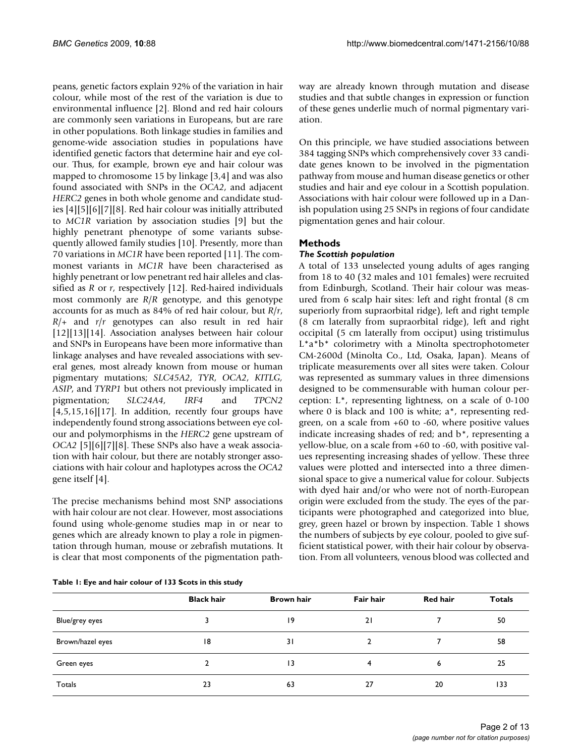peans, genetic factors explain 92% of the variation in hair colour, while most of the rest of the variation is due to environmental influence [2]. Blond and red hair colours are commonly seen variations in Europeans, but are rare in other populations. Both linkage studies in families and genome-wide association studies in populations have identified genetic factors that determine hair and eye colour. Thus, for example, brown eye and hair colour was mapped to chromosome 15 by linkage [3,4] and was also found associated with SNPs in the *OCA2*, and adjacent *HERC2* genes in both whole genome and candidate studies [4][5][6][7][8]. Red hair colour was initially attributed to *MC1R* variation by association studies [9] but the highly penetrant phenotype of some variants subsequently allowed family studies [10]. Presently, more than 70 variations in *MC1R* have been reported [11]. The commonest variants in *MC1R* have been characterised as highly penetrant or low penetrant red hair alleles and classified as *R* or *r*, respectively [12]. Red-haired individuals most commonly are *R*/*R* genotype, and this genotype accounts for as much as 84% of red hair colour, but *R*/*r*, *R*/+ and *r*/*r* genotypes can also result in red hair [12][13][14]. Association analyses between hair colour and SNPs in Europeans have been more informative than linkage analyses and have revealed associations with several genes, most already known from mouse or human pigmentary mutations; *SLC45A2*, *TYR*, *OCA2*, *KITLG*, *ASIP*, and *TYRP1* but others not previously implicated in pigmentation; *SLC24A4*, *IRF4* and *TPCN2* [4,5,15,16][17]. In addition, recently four groups have independently found strong associations between eye colour and polymorphisms in the *HERC2* gene upstream of *OCA2* [5][6][7][8]. These SNPs also have a weak association with hair colour, but there are notably stronger associations with hair colour and haplotypes across the *OCA2* gene itself [4].

The precise mechanisms behind most SNP associations with hair colour are not clear. However, most associations found using whole-genome studies map in or near to genes which are already known to play a role in pigmentation through human, mouse or zebrafish mutations. It is clear that most components of the pigmentation pathway are already known through mutation and disease studies and that subtle changes in expression or function of these genes underlie much of normal pigmentary variation.

On this principle, we have studied associations between 384 tagging SNPs which comprehensively cover 33 candidate genes known to be involved in the pigmentation pathway from mouse and human disease genetics or other studies and hair and eye colour in a Scottish population. Associations with hair colour were followed up in a Danish population using 25 SNPs in regions of four candidate pigmentation genes and hair colour.

## Methods

### *The Scottish population*

A total of 133 unselected young adults of ages ranging from 18 to 40 (32 males and 101 females) were recruited from Edinburgh, Scotland. Their hair colour was measured from 6 scalp hair sites: left and right frontal (8 cm superiorly from supraorbital ridge), left and right temple (8 cm laterally from supraorbital ridge), left and right occipital (5 cm laterally from occiput) using tristimulus L*a*b* colorimetry with a Minolta spectrophotometer CM-2600d (Minolta Co., Ltd, Osaka, Japan). Means of triplicate measurements over all sites were taken. Colour was represented as summary values in three dimensions designed to be commensurable with human colour perception: L*, representing lightness, on a scale of 0-100 where 0 is black and 100 is white; a*, representing red-green, on a scale from +60 to -60, where positive values indicate increasing shades of red; and b*, representing a yellow-blue, on a scale from +60 to -60, with positive values representing increasing shades of yellow. These three values were plotted and intersected into a three dimensional space to give a numerical value for colour. Subjects with dyed hair and/or who were not of north-European origin were excluded from the study. The eyes of the participants were photographed and categorized into blue, grey, green hazel or brown by inspection. Table 1 shows the numbers of subjects by eye colour, pooled to give sufficient statistical power, with their hair colour by observation. From all volunteers, venous blood was collected and

**Table 1: Eye and hair colour of 133 Scots in this study**

| | Black hair | Brown hair | Fair hair | Red hair | Totals |
|---|---|---|---|---|---|
| Blue/grey eyes | 3 | 19 | 21 | 7 | 50 |
| Brown/hazel eyes | 18 | 31 | 2 | 7 | 58 |
| Green eyes | 2 | 13 | 4 | 6 | 25 |
| Totals | 23 | 63 | 27 | 20 | 133 |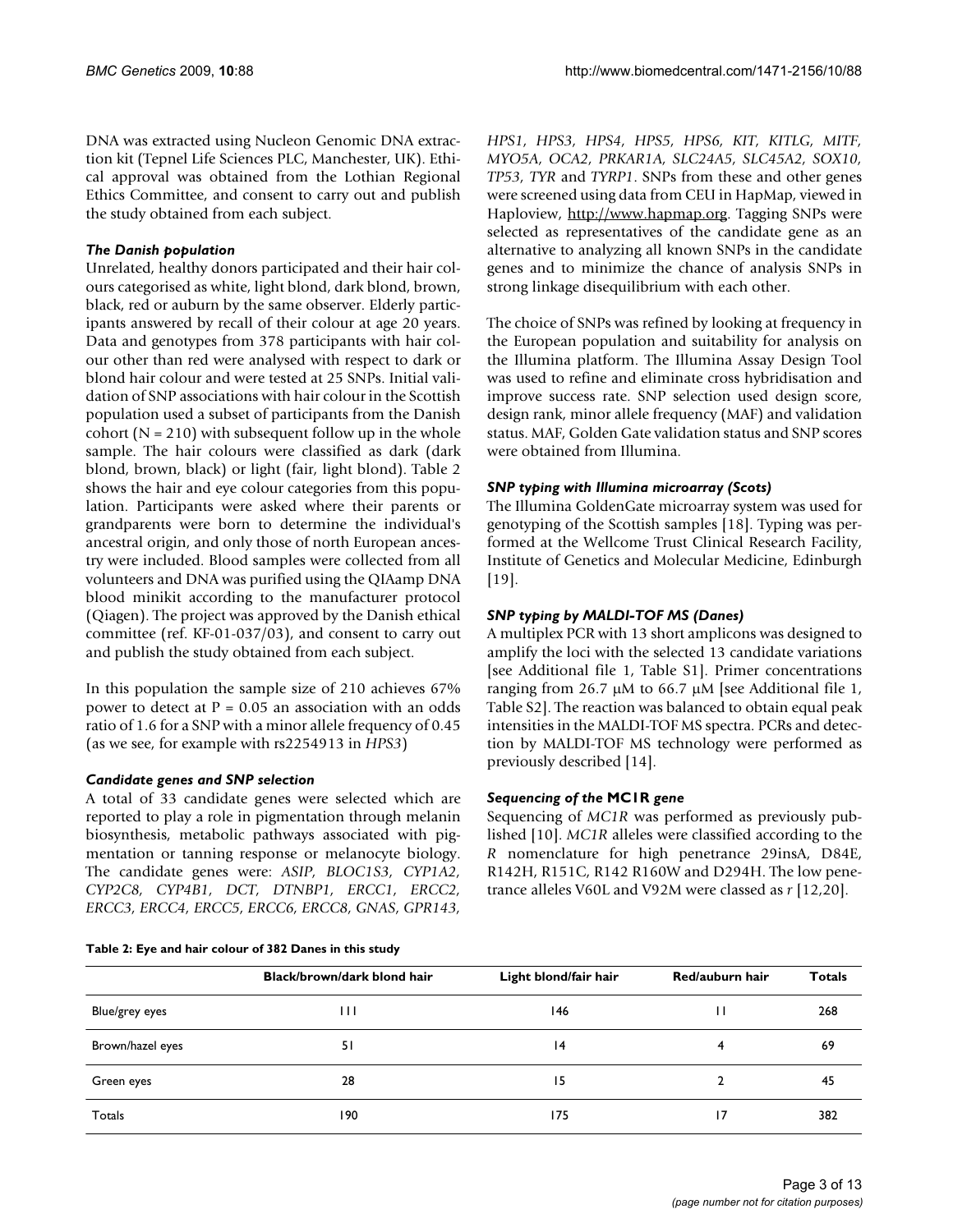DNA was extracted using Nucleon Genomic DNA extraction kit (Tepnel Life Sciences PLC, Manchester, UK). Ethical approval was obtained from the Lothian Regional Ethics Committee, and consent to carry out and publish the study obtained from each subject.

### *The Danish population*

Unrelated, healthy donors participated and their hair colours categorised as white, light blond, dark blond, brown, black, red or auburn by the same observer. Elderly participants answered by recall of their colour at age 20 years. Data and genotypes from 378 participants with hair colour other than red were analysed with respect to dark or blond hair colour and were tested at 25 SNPs. Initial validation of SNP associations with hair colour in the Scottish population used a subset of participants from the Danish cohort (N = 210) with subsequent follow up in the whole sample. The hair colours were classified as dark (dark blond, brown, black) or light (fair, light blond). Table 2 shows the hair and eye colour categories from this population. Participants were asked where their parents or grandparents were born to determine the individual's ancestral origin, and only those of north European ancestry were included. Blood samples were collected from all volunteers and DNA was purified using the QIAamp DNA blood minikit according to the manufacturer protocol (Qiagen). The project was approved by the Danish ethical committee (ref. KF-01-037/03), and consent to carry out and publish the study obtained from each subject.

In this population the sample size of 210 achieves 67% power to detect at P = 0.05 an association with an odds ratio of 1.6 for a SNP with a minor allele frequency of 0.45 (as we see, for example with rs2254913 in *HPS3*)

### *Candidate genes and SNP selection*

A total of 33 candidate genes were selected which are reported to play a role in pigmentation through melanin biosynthesis, metabolic pathways associated with pigmentation or tanning response or melanocyte biology. The candidate genes were: *ASIP*, *BLOC1S3*, *CYP1A2*, *CYP2C8*, *CYP4B1*, *DCT*, *DTNBP1*, *ERCC1*, *ERCC2*, *ERCC3*, *ERCC4*, *ERCC5*, *ERCC6*, *ERCC8*, *GNAS*, *GPR143*, *HPS1*, *HPS3*, *HPS4*, *HPS5*, *HPS6*, *KIT*, *KITLG*, *MITF*, *MYO5A*, *OCA2*, *PRKAR1A*, *SLC24A5*, *SLC45A2*, *SOX10*, *TP53*, *TYR* and *TYRP1*. SNPs from these and other genes were screened using data from CEU in HapMap, viewed in Haploview, http://www.hapmap.org. Tagging SNPs were selected as representatives of the candidate gene as an alternative to analyzing all known SNPs in the candidate genes and to minimize the chance of analysis SNPs in strong linkage disequilibrium with each other.

The choice of SNPs was refined by looking at frequency in the European population and suitability for analysis on the Illumina platform. The Illumina Assay Design Tool was used to refine and eliminate cross hybridisation and improve success rate. SNP selection used design score, design rank, minor allele frequency (MAF) and validation status. MAF, Golden Gate validation status and SNP scores were obtained from Illumina.

### *SNP typing with Illumina microarray (Scots)*

The Illumina GoldenGate microarray system was used for genotyping of the Scottish samples [18]. Typing was performed at the Wellcome Trust Clinical Research Facility, Institute of Genetics and Molecular Medicine, Edinburgh [19].

### *SNP typing by MALDI-TOF MS (Danes)*

A multiplex PCR with 13 short amplicons was designed to amplify the loci with the selected 13 candidate variations [see Additional file 1, Table S1]. Primer concentrations ranging from 26.7 μM to 66.7 μM [see Additional file 1, Table S2]. The reaction was balanced to obtain equal peak intensities in the MALDI-TOF MS spectra. PCRs and detection by MALDI-TOF MS technology were performed as previously described [14].

### *Sequencing of the* MC1R *gene*

Sequencing of *MC1R* was performed as previously published [10]. *MC1R* alleles were classified according to the *R* nomenclature for high penetrance 29insA, D84E, R142H, R151C, R142 R160W and D294H. The low penetrance alleles V60L and V92M were classed as *r* [12,20].

**Table 2: Eye and hair colour of 382 Danes in this study**

| | Black/brown/dark blond hair | Light blond/fair hair | Red/auburn hair | Totals |
|---|---|---|---|---|
| Blue/grey eyes | 111 | 146 | 11 | 268 |
| Brown/hazel eyes | 51 | 14 | 4 | 69 |
| Green eyes | 28 | 15 | 2 | 45 |
| Totals | 190 | 175 | 17 | 382 |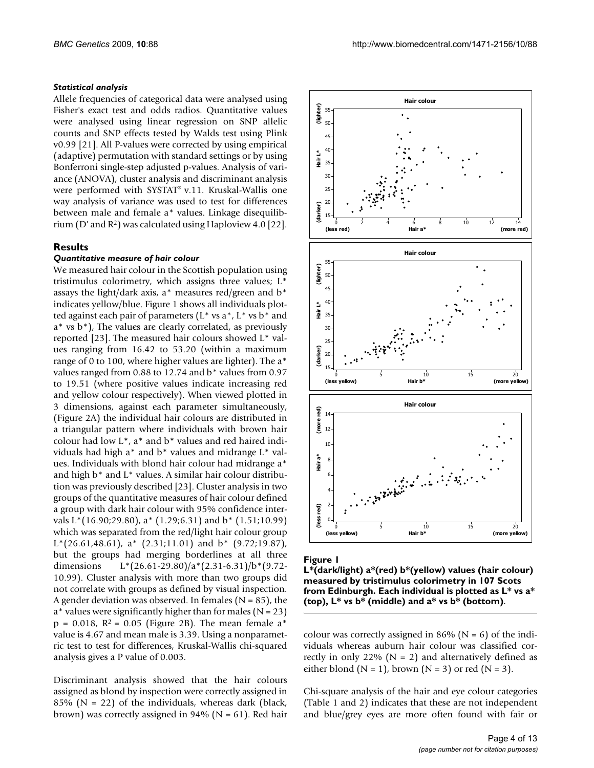### *Statistical analysis*

Allele frequencies of categorical data were analysed using Fisher's exact test and odds radios. Quantitative values were analysed using linear regression on SNP allelic counts and SNP effects tested by Walds test using Plink v0.99 [21]. All P-values were corrected by using empirical (adaptive) permutation with standard settings or by using Bonferroni single-step adjusted p-values. Analysis of variance (ANOVA), cluster analysis and discriminant analysis were performed with SYSTAT® v.11. Kruskal-Wallis one way analysis of variance was used to test for differences between male and female a* values. Linkage disequilibrium (D' and $R^2$) was calculated using Haploview 4.0 [22].

## Results

### *Quantitative measure of hair colour*

We measured hair colour in the Scottish population using tristimulus colorimetry, which assigns three values; L* assays the light/dark axis, a* measures red/green and b* indicates yellow/blue. Figure 1 shows all individuals plotted against each pair of parameters (L* vs a*, L* vs b* and a* vs b*), The values are clearly correlated, as previously reported [23]. The measured hair colours showed L* values ranging from 16.42 to 53.20 (within a maximum range of 0 to 100, where higher values are lighter). The a* values ranged from 0.88 to 12.74 and b* values from 0.97 to 19.51 (where positive values indicate increasing red and yellow colour respectively). When viewed plotted in 3 dimensions, against each parameter simultaneously, (Figure 2A) the individual hair colours are distributed in a triangular pattern where individuals with brown hair colour had low L*, a* and b* values and red haired individuals had high a* and b* values and midrange L* values. Individuals with blond hair colour had midrange a* and high b* and L* values. A similar hair colour distribution was previously described [23]. Cluster analysis in two groups of the quantitative measures of hair colour defined a group with dark hair colour with 95% confidence intervals L*(16.90;29.80), a* (1.29;6.31) and b* (1.51;10.99) which was separated from the red/light hair colour group L*(26.61,48.61), a* (2.31;11.01) and b* (9.72;19.87), but the groups had merging borderlines at all three dimensions L*(26.61-29.80)/a*(2.31-6.31)/b*(9.72-10.99). Cluster analysis with more than two groups did not correlate with groups as defined by visual inspection. A gender deviation was observed. In females (N = 85), the a* values were significantly higher than for males (N = 23) $p = 0.018$, $R^2 = 0.05$ (Figure 2B). The mean female a* value is 4.67 and mean male is 3.39. Using a nonparametric test to test for differences, Kruskal-Wallis chi-squared analysis gives a P value of 0.003.

Discriminant analysis showed that the hair colours assigned as blond by inspection were correctly assigned in 85% (N = 22) of the individuals, whereas dark (black, brown) was correctly assigned in 94% (N = 61). Red hair colour was correctly assigned in 86% (N = 6) of the individuals whereas auburn hair colour was classified correctly in only 22% (N = 2) and alternatively defined as either blond (N = 1), brown (N = 3) or red (N = 3).

Chi-square analysis of the hair and eye colour categories (Table 1 and 2) indicates that these are not independent and blue/grey eyes are more often found with fair or

**Figure 1**

**L*(dark/light) a*(red) b*(yellow) values (hair colour) measured by tristimulus colorimetry in 107 Scots from Edinburgh. Each individual is plotted as L* vs a* (top), L* vs b* (middle) and a* vs b* (bottom)**.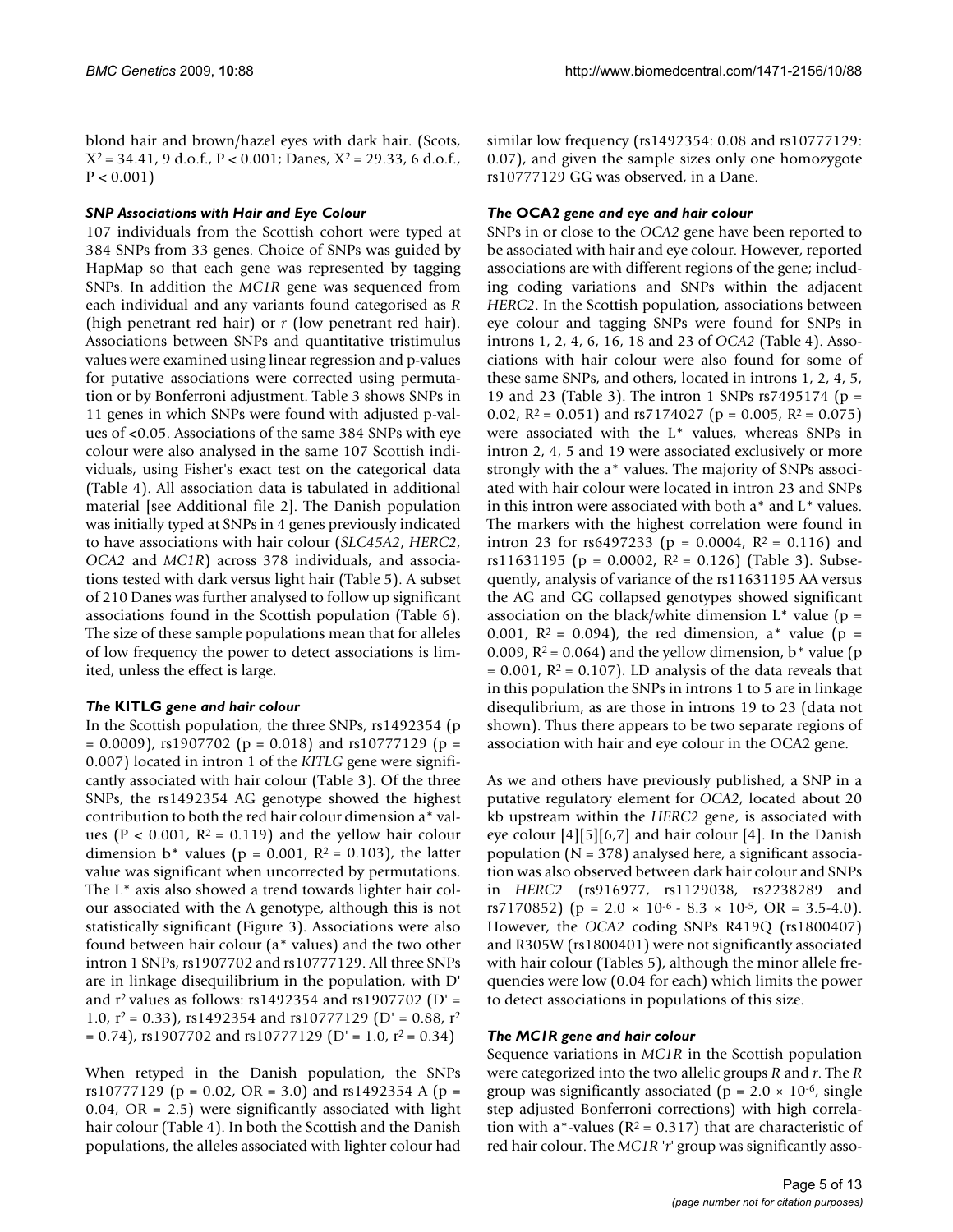blond hair and brown/hazel eyes with dark hair. (Scots, $X^2 = 34.41$, 9 d.o.f., $P < 0.001$; Danes, $X^2 = 29.33$, 6 d.o.f., $P < 0.001$)

### *SNP Associations with Hair and Eye Colour*

107 individuals from the Scottish cohort were typed at 384 SNPs from 33 genes. Choice of SNPs was guided by HapMap so that each gene was represented by tagging SNPs. In addition the *MC1R* gene was sequenced from each individual and any variants found categorised as *R* (high penetrant red hair) or *r* (low penetrant red hair). Associations between SNPs and quantitative tristimulus values were examined using linear regression and p-values for putative associations were corrected using permutation or by Bonferroni adjustment. Table 3 shows SNPs in 11 genes in which SNPs were found with adjusted p-values of <0.05. Associations of the same 384 SNPs with eye colour were also analysed in the same 107 Scottish individuals, using Fisher's exact test on the categorical data (Table 4). All association data is tabulated in additional material [see Additional file 2]. The Danish population was initially typed at SNPs in 4 genes previously indicated to have associations with hair colour (*SLC45A2*, *HERC2*, *OCA2* and *MC1R*) across 378 individuals, and associations tested with dark versus light hair (Table 5). A subset of 210 Danes was further analysed to follow up significant associations found in the Scottish population (Table 6). The size of these sample populations mean that for alleles of low frequency the power to detect associations is limited, unless the effect is large.

### *The* KITLG *gene and hair colour*

In the Scottish population, the three SNPs, rs1492354 ($p = 0.0009$), rs1907702 ($p = 0.018$) and rs10777129 ($p = 0.007$) located in intron 1 of the *KITLG* gene were significantly associated with hair colour (Table 3). Of the three SNPs, the rs1492354 AG genotype showed the highest contribution to both the red hair colour dimension a* values ($P < 0.001$, $R^2 = 0.119$) and the yellow hair colour dimension b* values ($p = 0.001$, $R^2 = 0.103$), the latter value was significant when uncorrected by permutations. The L* axis also showed a trend towards lighter hair colour associated with the A genotype, although this is not statistically significant (Figure 3). Associations were also found between hair colour (a* values) and the two other intron 1 SNPs, rs1907702 and rs10777129. All three SNPs are in linkage disequilibrium in the population, with D' and $r^2$ values as follows: rs1492354 and rs1907702 (D' = 1.0, $r^2 = 0.33$), rs1492354 and rs10777129 (D' = 0.88, $r^2 = 0.74$), rs1907702 and rs10777129 (D' = 1.0, $r^2 = 0.34$)

When retyped in the Danish population, the SNPs rs10777129 ($p = 0.02$, OR = 3.0) and rs1492354 A ($p = 0.04$, OR = 2.5) were significantly associated with light hair colour (Table 4). In both the Scottish and the Danish populations, the alleles associated with lighter colour had similar low frequency (rs1492354: 0.08 and rs10777129: 0.07), and given the sample sizes only one homozygote rs10777129 GG was observed, in a Dane.

### *The* OCA2 *gene and eye and hair colour*

SNPs in or close to the *OCA2* gene have been reported to be associated with hair and eye colour. However, reported associations are with different regions of the gene; including coding variations and SNPs within the adjacent *HERC2*. In the Scottish population, associations between eye colour and tagging SNPs were found for SNPs in introns 1, 2, 4, 6, 16, 18 and 23 of *OCA2* (Table 4). Associations with hair colour were also found for some of these same SNPs, and others, located in introns 1, 2, 4, 5, 19 and 23 (Table 3). The intron 1 SNPs rs7495174 ($p = 0.02$, $R^2 = 0.051$) and rs7174027 ($p = 0.005$, $R^2 = 0.075$) were associated with the L* values, whereas SNPs in intron 2, 4, 5 and 19 were associated exclusively or more strongly with the a* values. The majority of SNPs associated with hair colour were located in intron 23 and SNPs in this intron were associated with both a* and L* values. The markers with the highest correlation were found in intron 23 for rs6497233 ($p = 0.0004$, $R^2 = 0.116$) and rs11631195 ($p = 0.0002$, $R^2 = 0.126$) (Table 3). Subsequently, analysis of variance of the rs11631195 AA versus the AG and GG collapsed genotypes showed significant association on the black/white dimension L* value ($p = 0.001$, $R^2 = 0.094$), the red dimension, a* value ($p = 0.009$, $R^2 = 0.064$) and the yellow dimension, b* value ($p = 0.001$, $R^2 = 0.107$). LD analysis of the data reveals that in this population the SNPs in introns 1 to 5 are in linkage disequlibrium, as are those in introns 19 to 23 (data not shown). Thus there appears to be two separate regions of association with hair and eye colour in the OCA2 gene.

As we and others have previously published, a SNP in a putative regulatory element for *OCA2*, located about 20 kb upstream within the *HERC2* gene, is associated with eye colour [4][5][6,7] and hair colour [4]. In the Danish population (N = 378) analysed here, a significant association was also observed between dark hair colour and SNPs in *HERC2* (rs916977, rs1129038, rs2238289 and rs7170852) ($p = 2.0 \times 10^{-6}$ - $8.3 \times 10^{-5}$, OR = 3.5-4.0). However, the *OCA2* coding SNPs R419Q (rs1800407) and R305W (rs1800401) were not significantly associated with hair colour (Tables 5), although the minor allele frequencies were low (0.04 for each) which limits the power to detect associations in populations of this size.

### *The MC1R gene and hair colour*

Sequence variations in *MC1R* in the Scottish population were categorized into the two allelic groups *R* and *r*. The *R* group was significantly associated ($p = 2.0 \times 10^{-6}$, single step adjusted Bonferroni corrections) with high correlation with a*-values ($R^2 = 0.317$) that are characteristic of red hair colour. The *MC1R* '*r*' group was significantly asso-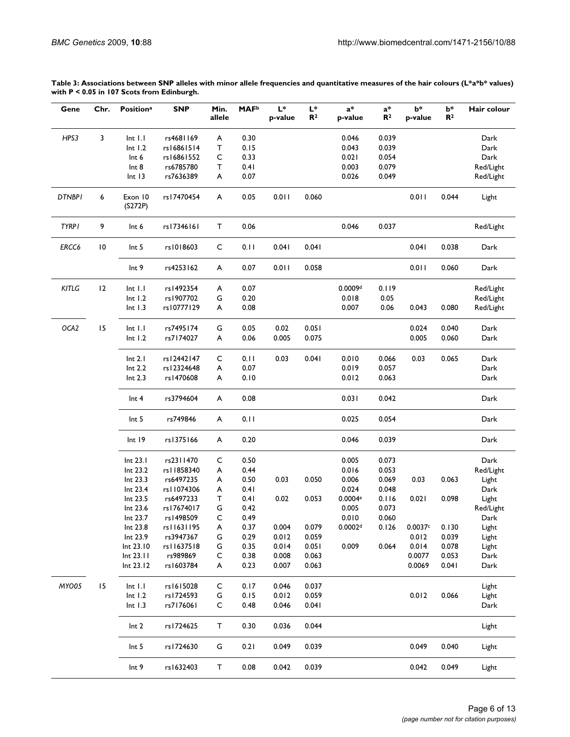**Table 3: Associations between SNP alleles with minor allele frequencies and quantitative measures of the hair colours (L*a*b* values) with P < 0.05 in 107 Scots from Edinburgh.**

| Gene | Chr. | Position[a] | SNP | Min. allele | MAF[b] | L* p-value | L* $R^2$ | a* p-value | a* $R^2$ | b* p-value | b* $R^2$ | Hair colour |
|---|---|---|---|---|---|---|---|---|---|---|---|---|
| *HPS3* | 3 | Int 1.1 | rs4681169 | A | 0.30 | | | 0.046 | 0.039 | | | Dark |
| | | Int 1.2 | rs16861514 | T | 0.15 | | | 0.043 | 0.039 | | | Dark |
| | | Int 6 | rs16861552 | C | 0.33 | | | 0.021 | 0.054 | | | Dark |
| | | Int 8 | rs6785780 | T | 0.41 | | | 0.003 | 0.079 | | | Red/Light |
| | | Int 13 | rs7636389 | A | 0.07 | | | 0.026 | 0.049 | | | Red/Light |
| *DTNBP1* | 6 | Exon 10 (S272P) | rs17470454 | A | 0.05 | 0.011 | 0.060 | | | 0.011 | 0.044 | Light |
| *TYRP1* | 9 | Int 6 | rs17346161 | T | 0.06 | | | 0.046 | 0.037 | | | Red/Light |
| *ERCC6* | 10 | Int 5 | rs1018603 | C | 0.11 | 0.041 | 0.041 | | | 0.041 | 0.038 | Dark |
| | | Int 9 | rs4253162 | A | 0.07 | 0.011 | 0.058 | | | 0.011 | 0.060 | Dark |
| *KITLG* | 12 | Int 1.1 | rs1492354 | A | 0.07 | | | 0.0009[d] | 0.119 | | | Red/Light |
| | | Int 1.2 | rs1907702 | G | 0.20 | | | 0.018 | 0.05 | | | Red/Light |
| | | Int 1.3 | rs10777129 | A | 0.08 | | | 0.007 | 0.06 | 0.043 | 0.080 | Red/Light |
| *OCA2* | 15 | Int 1.1 | rs7495174 | G | 0.05 | 0.02 | 0.051 | | | 0.024 | 0.040 | Dark |
| | | Int 1.2 | rs7174027 | A | 0.06 | 0.005 | 0.075 | | | 0.005 | 0.060 | Dark |
| | | Int 2.1 | rs12442147 | C | 0.11 | 0.03 | 0.041 | 0.010 | 0.066 | 0.03 | 0.065 | Dark |
| | | Int 2.2 | rs12324648 | A | 0.07 | | | 0.019 | 0.057 | | | Dark |
| | | Int 2.3 | rs1470608 | A | 0.10 | | | 0.012 | 0.063 | | | Dark |
| | | Int 4 | rs3794604 | A | 0.08 | | | 0.031 | 0.042 | | | Dark |
| | | Int 5 | rs749846 | A | 0.11 | | | 0.025 | 0.054 | | | Dark |
| | | Int 19 | rs1375166 | A | 0.20 | | | 0.046 | 0.039 | | | Dark |
| | | Int 23.1 | rs2311470 | C | 0.50 | | | 0.005 | 0.073 | | | Dark |
| | | Int 23.2 | rs11858340 | A | 0.44 | | | 0.016 | 0.053 | | | Red/Light |
| | | Int 23.3 | rs6497235 | A | 0.50 | 0.03 | 0.050 | 0.006 | 0.069 | 0.03 | 0.063 | Light |
| | | Int 23.4 | rs11074306 | A | 0.41 | | | 0.024 | 0.048 | | | Dark |
| | | Int 23.5 | rs6497233 | T | 0.41 | 0.02 | 0.053 | 0.0004[e] | 0.116 | 0.021 | 0.098 | Light |
| | | Int 23.6 | rs17674017 | G | 0.42 | | | 0.005 | 0.073 | | | Red/Light |
| | | Int 23.7 | rs1498509 | C | 0.49 | | | 0.010 | 0.060 | | | Dark |
| | | Int 23.8 | rs11631195 | A | 0.37 | 0.004 | 0.079 | 0.0002[d] | 0.126 | 0.0037[c] | 0.130 | Light |
| | | Int 23.9 | rs3947367 | G | 0.29 | 0.012 | 0.059 | | | 0.012 | 0.039 | Light |
| | | Int 23.10 | rs11637518 | G | 0.35 | 0.014 | 0.051 | 0.009 | 0.064 | 0.014 | 0.078 | Light |
| | | Int 23.11 | rs989869 | C | 0.38 | 0.008 | 0.063 | | | 0.0077 | 0.053 | Dark |
| | | Int 23.12 | rs1603784 | A | 0.23 | 0.007 | 0.063 | | | 0.0069 | 0.041 | Dark |
| *MYO05* | 15 | Int 1.1 | rs1615028 | C | 0.17 | 0.046 | 0.037 | | | | | Light |
| | | Int 1.2 | rs1724593 | G | 0.15 | 0.012 | 0.059 | | | 0.012 | 0.066 | Light |
| | | Int 1.3 | rs7176061 | C | 0.48 | 0.046 | 0.041 | | | | | Dark |
| | | Int 2 | rs1724625 | T | 0.30 | 0.036 | 0.044 | | | | | Light |
| | | Int 5 | rs1724630 | G | 0.21 | 0.049 | 0.039 | | | 0.049 | 0.040 | Light |
| | | Int 9 | rs1632403 | T | 0.08 | 0.042 | 0.039 | | | 0.042 | 0.049 | Light |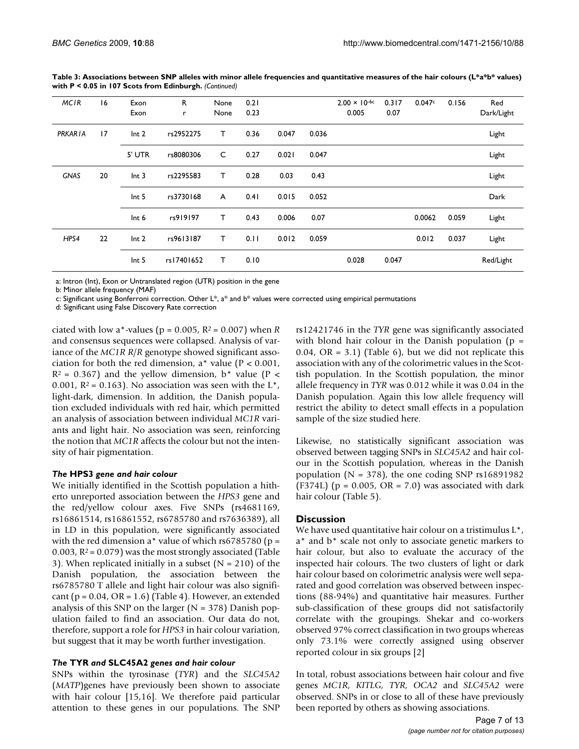**Table 3: Associations between SNP alleles with minor allele frequencies and quantitative measures of the hair colours (L*a*b* values) with P < 0.05 in 107 Scots from Edinburgh.** *(Continued)*

| | | | | | | | | | | | | |
|---|---|---|---|---|---|---|---|---|---|---|---|---|
| *MC1R* | 16 | Exon | R | None | 0.21 | | | $2.00 \times 10^{-6c}$ | 0.317 | 0.047[c] | 0.156 | Red |
| | | Exon | r | None | 0.23 | | | 0.005 | 0.07 | | | Dark/Light |
| *PRKAR1A* | 17 | Int 2 | rs2952275 | T | 0.36 | 0.047 | 0.036 | | | | | Light |
| | | 5' UTR | rs8080306 | C | 0.27 | 0.021 | 0.047 | | | | | Light |
| *GNAS* | 20 | Int 3 | rs2295583 | T | 0.28 | 0.03 | 0.43 | | | | | Light |
| | | Int 5 | rs3730168 | A | 0.41 | 0.015 | 0.052 | | | | | Dark |
| | | Int 6 | rs919197 | T | 0.43 | 0.006 | 0.07 | | | 0.0062 | 0.059 | Light |
| *HPS4* | 22 | Int 2 | rs9613187 | T | 0.11 | 0.012 | 0.059 | | | 0.012 | 0.037 | Light |
| | | Int 5 | rs17401652 | T | 0.10 | | | 0.028 | 0.047 | | | Red/Light |

a: Intron (Int), Exon or Untranslated region (UTR) position in the gene

b: Minor allele frequency (MAF)

c: Significant using Bonferroni correction. Other L*, a* and b* values were corrected using empirical permutations

d: Significant using False Discovery Rate correction

ciated with low a*-values ($p = 0.005$, $R^2 = 0.007$) when *R* and consensus sequences were collapsed. Analysis of variance of the *MC1R R*/*R* genotype showed significant association for both the red dimension, a* value ($P < 0.001$, $R^2 = 0.367$) and the yellow dimension, b* value ($P < 0.001$, $R^2 = 0.163$). No association was seen with the L*, light-dark, dimension. In addition, the Danish population excluded individuals with red hair, which permitted an analysis of association between individual *MC1R* variants and light hair. No association was seen, reinforcing the notion that *MC1R* affects the colour but not the intensity of hair pigmentation.

### *The* HPS3 *gene and hair colour*

We initially identified in the Scottish population a hitherto unreported association between the *HPS3* gene and the red/yellow colour axes. Five SNPs (rs4681169, rs16861514, rs16861552, rs6785780 and rs7636389), all in LD in this population, were significantly associated with the red dimension a* value of which rs6785780 ($p = 0.003$, $R^2 = 0.079$) was the most strongly associated (Table 3). When replicated initially in a subset ($N = 210$) of the Danish population, the association between the rs6785780 T allele and light hair colour was also significant ($p = 0.04$, $OR = 1.6$) (Table 4). However, an extended analysis of this SNP on the larger ($N = 378$) Danish population failed to find an association. Our data do not, therefore, support a role for *HPS3* in hair colour variation, but suggest that it may be worth further investigation.

### *The* TYR *and* SLC45A2 *genes and hair colour*

SNPs within the tyrosinase (*TYR*) and the *SLC45A2* (*MATP*)genes have previously been shown to associate with hair colour [15,16]. We therefore paid particular attention to these genes in our populations. The SNP rs12421746 in the *TYR* gene was significantly associated with blond hair colour in the Danish population ($p = 0.04$, $OR = 3.1$) (Table 6), but we did not replicate this association with any of the colorimetric values in the Scottish population. In the Scottish population, the minor allele frequency in *TYR* was 0.012 while it was 0.04 in the Danish population. Again this low allele frequency will restrict the ability to detect small effects in a population sample of the size studied here.

Likewise, no statistically significant association was observed between tagging SNPs in *SLC45A2* and hair colour in the Scottish population, whereas in the Danish population ($N = 378$), the one coding SNP rs16891982 (F374L) ($p = 0.005$, $OR = 7.0$) was associated with dark hair colour (Table 5).

## Discussion

We have used quantitative hair colour on a tristimulus L*, a* and b* scale not only to associate genetic markers to hair colour, but also to evaluate the accuracy of the inspected hair colours. The two clusters of light or dark hair colour based on colorimetric analysis were well separated and good correlation was observed between inspections (88-94%) and quantitative hair measures. Further sub-classification of these groups did not satisfactorily correlate with the groupings. Shekar and co-workers observed 97% correct classification in two groups whereas only 73.1% were correctly assigned using observer reported colour in six groups [2]

In total, robust associations between hair colour and five genes *MC1R*, *KITLG*, *TYR*, *OCA2* and *SLC45A2* were observed. SNPs in or close to all of these have previously been reported by others as showing associations.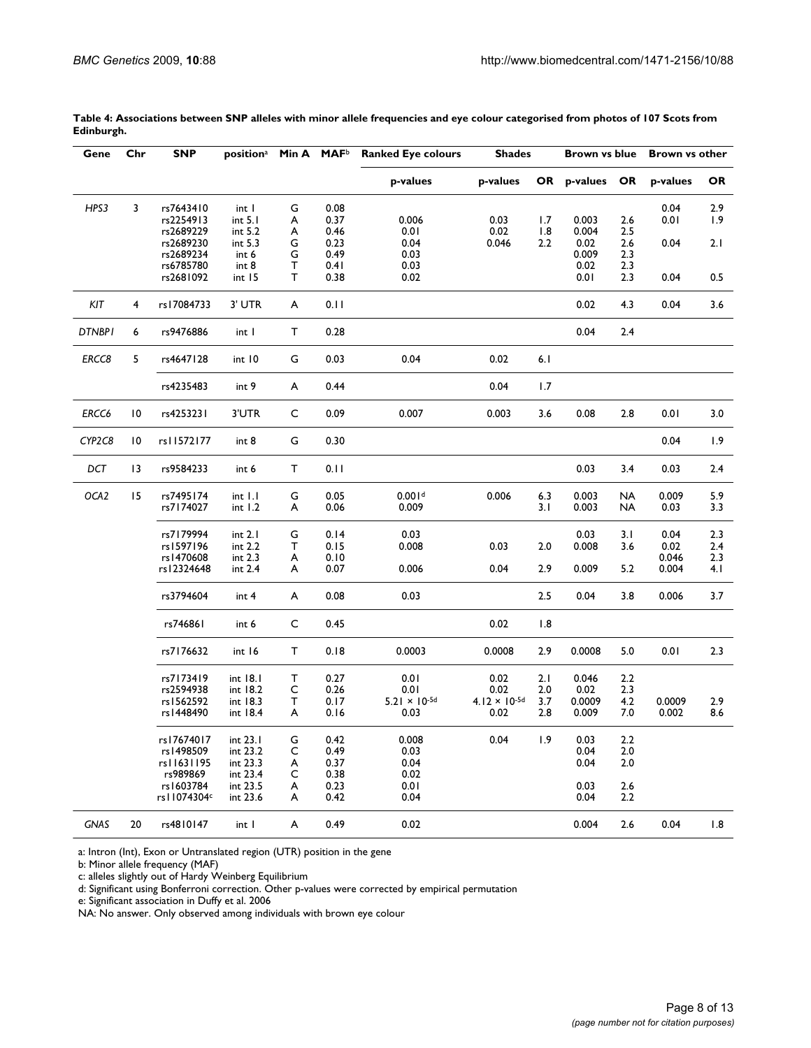**Table 4: Associations between SNP alleles with minor allele frequencies and eye colour categorised from photos of 107 Scots from Edinburgh.**

| Gene | Chr | SNP | position[a] | Min A | MAF[b] | Ranked Eye colours | Shades | | Brown vs blue | | Brown vs other | |
|---|---|---|---|---|---|---|---|---|---|---|---|---|
| | | | | | | p-values | p-values | OR | p-values | OR | p-values | OR |
| *HPS3* | 3 | rs7643410 | int 1 | G | 0.08 | | | | | | 0.04 | 2.9 |
| | | rs2254913 | int 5.1 | A | 0.37 | 0.006 | 0.03 | 1.7 | 0.003 | 2.6 | 0.01 | 1.9 |
| | | rs2689229 | int 5.2 | A | 0.46 | 0.01 | 0.02 | 1.8 | 0.004 | 2.5 | | |
| | | rs2689230 | int 5.3 | G | 0.23 | 0.04 | 0.046 | 2.2 | 0.02 | 2.6 | 0.04 | 2.1 |
| | | rs2689234 | int 6 | G | 0.49 | 0.03 | | | 0.009 | 2.3 | | |
| | | rs6785780 | int 8 | T | 0.41 | 0.03 | | | 0.02 | 2.3 | | |
| | | rs2681092 | int 15 | T | 0.38 | 0.02 | | | 0.01 | 2.3 | 0.04 | 0.5 |
| *KIT* | 4 | rs17084733 | 3' UTR | A | 0.11 | | | | 0.02 | 4.3 | 0.04 | 3.6 |
| *DTNBP1* | 6 | rs9476886 | int 1 | T | 0.28 | | | | 0.04 | 2.4 | | |
| *ERCC8* | 5 | rs4647128 | int 10 | G | 0.03 | 0.04 | 0.02 | 6.1 | | | | |
| | | rs4235483 | int 9 | A | 0.44 | | 0.04 | 1.7 | | | | |
| *ERCC6* | 10 | rs4253231 | 3'UTR | C | 0.09 | 0.007 | 0.003 | 3.6 | 0.08 | 2.8 | 0.01 | 3.0 |
| *CYP2C8* | 10 | rs11572177 | int 8 | G | 0.30 | | | | | | 0.04 | 1.9 |
| *DCT* | 13 | rs9584233 | int 6 | T | 0.11 | | | | 0.03 | 3.4 | 0.03 | 2.4 |
| *OCA2* | 15 | rs7495174 | int 1.1 | G | 0.05 | 0.001[d] | 0.006 | 6.3 | 0.003 | NA | 0.009 | 5.9 |
| | | rs7174027 | int 1.2 | A | 0.06 | 0.009 | | 3.1 | 0.003 | NA | 0.03 | 3.3 |
| | | rs7179994 | int 2.1 | G | 0.14 | 0.03 | | | 0.03 | 3.1 | 0.04 | 2.3 |
| | | rs1597196 | int 2.2 | T | 0.15 | 0.008 | 0.03 | 2.0 | 0.008 | 3.6 | 0.02 | 2.4 |
| | | rs1470608 | int 2.3 | A | 0.10 | | | | | | 0.046 | 2.3 |
| | | rs12324648 | int 2.4 | A | 0.07 | 0.006 | 0.04 | 2.9 | 0.009 | 5.2 | 0.004 | 4.1 |
| | | rs3794604 | int 4 | A | 0.08 | 0.03 | | 2.5 | 0.04 | 3.8 | 0.006 | 3.7 |
| | | rs746861 | int 6 | C | 0.45 | | 0.02 | 1.8 | | | | |
| | | rs7176632 | int 16 | T | 0.18 | 0.0003 | 0.0008 | 2.9 | 0.0008 | 5.0 | 0.01 | 2.3 |
| | | rs7173419 | int 18.1 | T | 0.27 | 0.01 | 0.02 | 2.1 | 0.046 | 2.2 | | |
| | | rs2594938 | int 18.2 | C | 0.26 | 0.01 | 0.02 | 2.0 | 0.02 | 2.3 | | |
| | | rs1562592 | int 18.3 | T | 0.17 | $5.21 \times 10^{-5}$[d] | $4.12 \times 10^{-5}$[d] | 3.7 | 0.0009 | 4.2 | 0.0009 | 2.9 |
| | | rs1448490 | int 18.4 | A | 0.16 | 0.03 | 0.02 | 2.8 | 0.009 | 7.0 | 0.002 | 8.6 |
| | | rs17674017 | int 23.1 | G | 0.42 | 0.008 | 0.04 | 1.9 | 0.03 | 2.2 | | |
| | | rs1498509 | int 23.2 | C | 0.49 | 0.03 | | | 0.04 | 2.0 | | |
| | | rs11631195 | int 23.3 | A | 0.37 | 0.04 | | | 0.04 | 2.0 | | |
| | | rs989869 | int 23.4 | C | 0.38 | 0.02 | | | | | | |
| | | rs1603784 | int 23.5 | A | 0.23 | 0.01 | | | 0.03 | 2.6 | | |
| | | rs11074304[c] | int 23.6 | A | 0.42 | 0.04 | | | 0.04 | 2.2 | | |
| *GNAS* | 20 | rs4810147 | int 1 | A | 0.49 | 0.02 | | | 0.004 | 2.6 | 0.04 | 1.8 |

a: Intron (Int), Exon or Untranslated region (UTR) position in the gene
b: Minor allele frequency (MAF)
c: alleles slightly out of Hardy Weinberg Equilibrium
d: Significant using Bonferroni correction. Other p-values were corrected by empirical permutation
e: Significant association in Duffy et al. 2006
NA: No answer. Only observed among individuals with brown eye colour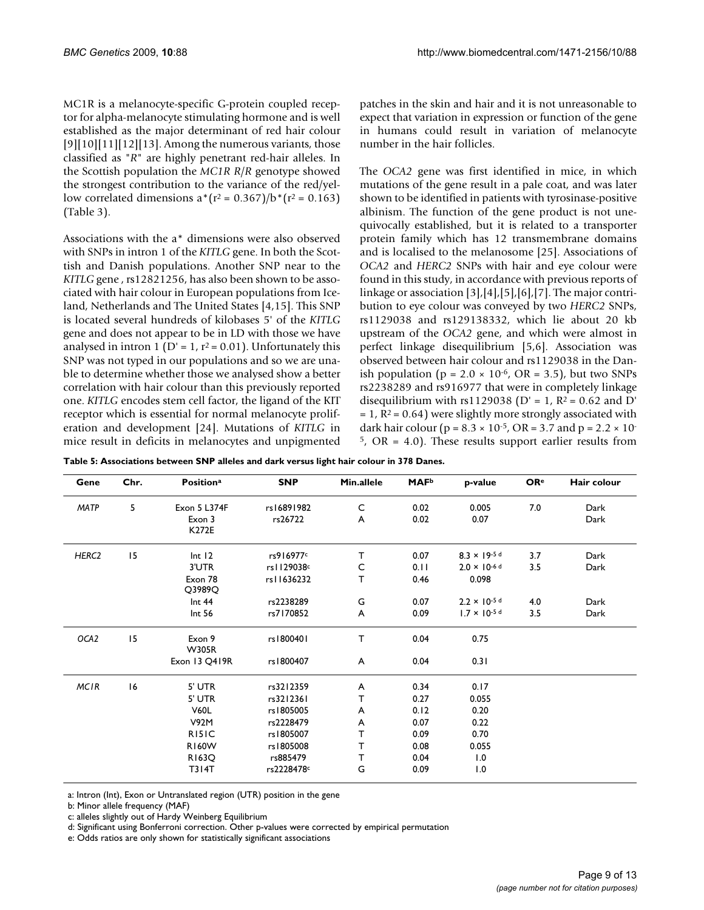MC1R is a melanocyte-specific G-protein coupled receptor for alpha-melanocyte stimulating hormone and is well established as the major determinant of red hair colour [9][10][11][12][13]. Among the numerous variants, those classified as "*R*" are highly penetrant red-hair alleles. In the Scottish population the *MC1R R/R* genotype showed the strongest contribution to the variance of the red/yellow correlated dimensions a*($r^2 = 0.367$)/b*($r^2 = 0.163$) (Table 3).

Associations with the a* dimensions were also observed with SNPs in intron 1 of the *KITLG* gene. In both the Scottish and Danish populations. Another SNP near to the *KITLG* gene , rs12821256, has also been shown to be associated with hair colour in European populations from Iceland, Netherlands and The United States [4,15]. This SNP is located several hundreds of kilobases 5' of the *KITLG* gene and does not appear to be in LD with those we have analysed in intron 1 (D' = 1, $r^2 = 0.01$). Unfortunately this SNP was not typed in our populations and so we are unable to determine whether those we analysed show a better correlation with hair colour than this previously reported one. *KITLG* encodes stem cell factor, the ligand of the KIT receptor which is essential for normal melanocyte proliferation and development [24]. Mutations of *KITLG* in mice result in deficits in melanocytes and unpigmented patches in the skin and hair and it is not unreasonable to expect that variation in expression or function of the gene in humans could result in variation of melanocyte number in the hair follicles.

The *OCA2* gene was first identified in mice, in which mutations of the gene result in a pale coat, and was later shown to be identified in patients with tyrosinase-positive albinism. The function of the gene product is not unequivocally established, but it is related to a transporter protein family which has 12 transmembrane domains and is localised to the melanosome [25]. Associations of *OCA2* and *HERC2* SNPs with hair and eye colour were found in this study, in accordance with previous reports of linkage or association [3],[4],[5],[6],[7]. The major contribution to eye colour was conveyed by two *HERC2* SNPs, rs1129038 and rs129138332, which lie about 20 kb upstream of the *OCA2* gene, and which were almost in perfect linkage disequilibrium [5,6]. Association was observed between hair colour and rs1129038 in the Danish population ($p = 2.0 \times 10^{-6}$, OR = 3.5), but two SNPs rs2238289 and rs916977 that were in completely linkage disequilibrium with rs1129038 (D' = 1, $R^2 = 0.62$ and D' = 1, $R^2 = 0.64$) were slightly more strongly associated with dark hair colour ($p = 8.3 \times 10^{-5}$, OR = 3.7 and $p = 2.2 \times 10^{-5}$, OR = 4.0). These results support earlier results from

**Table 5: Associations between SNP alleles and dark versus light hair colour in 378 Danes.**

| Gene | Chr. | Position[a] | SNP | Min.allele | MAF[b] | p-value | OR[e] | Hair colour |
|---|---|---|---|---|---|---|---|---|
| *MATP* | 5 | Exon 5 L374F | rs16891982 | C | 0.02 | 0.005 | 7.0 | Dark |
| | | Exon 3 K272E | rs26722 | A | 0.02 | 0.07 | | Dark |
| *HERC2* | 15 | Int 12 | rs916977[c] | T | 0.07 | $8.3 \times 19^{-5}$ [d] | 3.7 | Dark |
| | | 3'UTR | rs1129038[c] | C | 0.11 | $2.0 \times 10^{-6}$ [d] | 3.5 | Dark |
| | | Exon 78 Q3989Q | rs11636232 | T | 0.46 | 0.098 | | |
| | | Int 44 | rs2238289 | G | 0.07 | $2.2 \times 10^{-5}$ [d] | 4.0 | Dark |
| | | Int 56 | rs7170852 | A | 0.09 | $1.7 \times 10^{-5}$ [d] | 3.5 | Dark |
| *OCA2* | 15 | Exon 9 W305R | rs1800401 | T | 0.04 | 0.75 | | |
| | | Exon 13 Q419R | rs1800407 | A | 0.04 | 0.31 | | |
| *MC1R* | 16 | 5' UTR | rs3212359 | A | 0.34 | 0.17 | | |
| | | 5' UTR | rs3212361 | T | 0.27 | 0.055 | | |
| | | V60L | rs1805005 | A | 0.12 | 0.20 | | |
| | | V92M | rs2228479 | A | 0.07 | 0.22 | | |
| | | R151C | rs1805007 | T | 0.09 | 0.70 | | |
| | | R160W | rs1805008 | T | 0.08 | 0.055 | | |
| | | R163Q | rs885479 | T | 0.04 | 1.0 | | |
| | | T314T | rs2228478[c] | G | 0.09 | 1.0 | | |

a: Intron (Int), Exon or Untranslated region (UTR) position in the gene

b: Minor allele frequency (MAF)

c: alleles slightly out of Hardy Weinberg Equilibrium

d: Significant using Bonferroni correction. Other p-values were corrected by empirical permutation

e: Odds ratios are only shown for statistically significant associations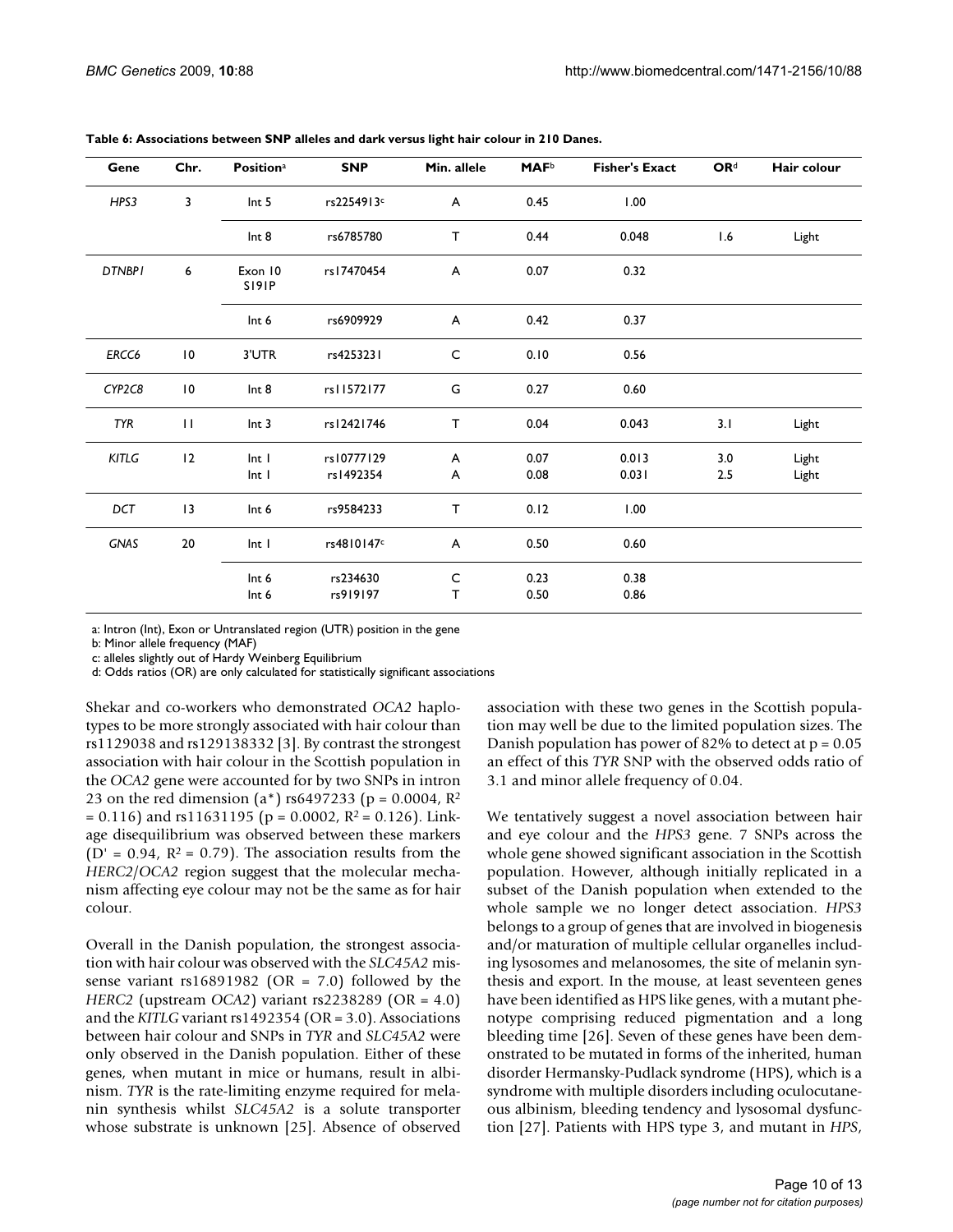**Table 6: Associations between SNP alleles and dark versus light hair colour in 210 Danes.**

| Gene | Chr. | Position[a] | SNP | Min. allele | MAF[b] | Fisher's Exact | OR[d] | Hair colour |
|---|---|---|---|---|---|---|---|---|
| *HPS3* | 3 | Int 5 | rs2254913[c] | A | 0.45 | 1.00 | | |
| | | Int 8 | rs6785780 | T | 0.44 | 0.048 | 1.6 | Light |
| *DTNBP1* | 6 | Exon 10 S191P | rs17470454 | A | 0.07 | 0.32 | | |
| | | Int 6 | rs6909929 | A | 0.42 | 0.37 | | |
| *ERCC6* | 10 | 3'UTR | rs4253231 | C | 0.10 | 0.56 | | |
| *CYP2C8* | 10 | Int 8 | rs11572177 | G | 0.27 | 0.60 | | |
| *TYR* | 11 | Int 3 | rs12421746 | T | 0.04 | 0.043 | 3.1 | Light |
| *KITLG* | 12 | Int 1 | rs10777129 | A | 0.07 | 0.013 | 3.0 | Light |
| | | Int 1 | rs1492354 | A | 0.08 | 0.031 | 2.5 | Light |
| *DCT* | 13 | Int 6 | rs9584233 | T | 0.12 | 1.00 | | |
| *GNAS* | 20 | Int 1 | rs4810147[c] | A | 0.50 | 0.60 | | |
| | | Int 6 | rs234630 | C | 0.23 | 0.38 | | |
| | | Int 6 | rs919197 | T | 0.50 | 0.86 | | |

a: Intron (Int), Exon or Untranslated region (UTR) position in the gene
b: Minor allele frequency (MAF)
c: alleles slightly out of Hardy Weinberg Equilibrium
d: Odds ratios (OR) are only calculated for statistically significant associations

Shekar and co-workers who demonstrated *OCA2* haplotypes to be more strongly associated with hair colour than rs1129038 and rs129138332 [3]. By contrast the strongest association with hair colour in the Scottish population in the *OCA2* gene were accounted for by two SNPs in intron 23 on the red dimension (a*) rs6497233 ($p = 0.0004$, $R^2 = 0.116$) and rs11631195 ($p = 0.0002$, $R^2 = 0.126$). Linkage disequilibrium was observed between these markers ($D' = 0.94$, $R^2 = 0.79$). The association results from the *HERC2*/*OCA2* region suggest that the molecular mechanism affecting eye colour may not be the same as for hair colour.

Overall in the Danish population, the strongest association with hair colour was observed with the *SLC45A2* missense variant rs16891982 (OR = 7.0) followed by the *HERC2* (upstream *OCA2*) variant rs2238289 (OR = 4.0) and the *KITLG* variant rs1492354 (OR = 3.0). Associations between hair colour and SNPs in *TYR* and *SLC45A2* were only observed in the Danish population. Either of these genes, when mutant in mice or humans, result in albinism. *TYR* is the rate-limiting enzyme required for melanin synthesis whilst *SLC45A2* is a solute transporter whose substrate is unknown [25]. Absence of observed association with these two genes in the Scottish population may well be due to the limited population sizes. The Danish population has power of 82% to detect at $p = 0.05$ an effect of this *TYR* SNP with the observed odds ratio of 3.1 and minor allele frequency of 0.04.

We tentatively suggest a novel association between hair and eye colour and the *HPS3* gene. 7 SNPs across the whole gene showed significant association in the Scottish population. However, although initially replicated in a subset of the Danish population when extended to the whole sample we no longer detect association. *HPS3* belongs to a group of genes that are involved in biogenesis and/or maturation of multiple cellular organelles including lysosomes and melanosomes, the site of melanin synthesis and export. In the mouse, at least seventeen genes have been identified as HPS like genes, with a mutant phenotype comprising reduced pigmentation and a long bleeding time [26]. Seven of these genes have been demonstrated to be mutated in forms of the inherited, human disorder Hermansky-Pudlack syndrome (HPS), which is a syndrome with multiple disorders including oculocutaneous albinism, bleeding tendency and lysosomal dysfunction [27]. Patients with HPS type 3, and mutant in *HPS*,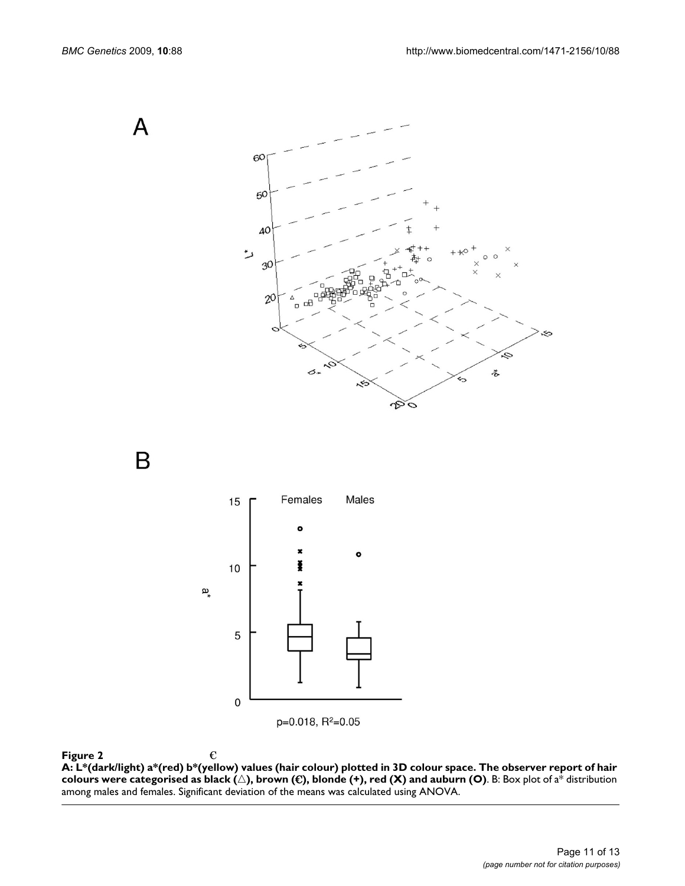A

B

**Figure 2**

**A: L*(dark/light) a*(red) b*(yellow) values (hair colour) plotted in 3D colour space. The observer report of hair colours were categorised as black (△), brown (€), blonde (+), red (X) and auburn (O)**. B: Box plot of a* distribution among males and females. Significant deviation of the means was calculated using ANOVA.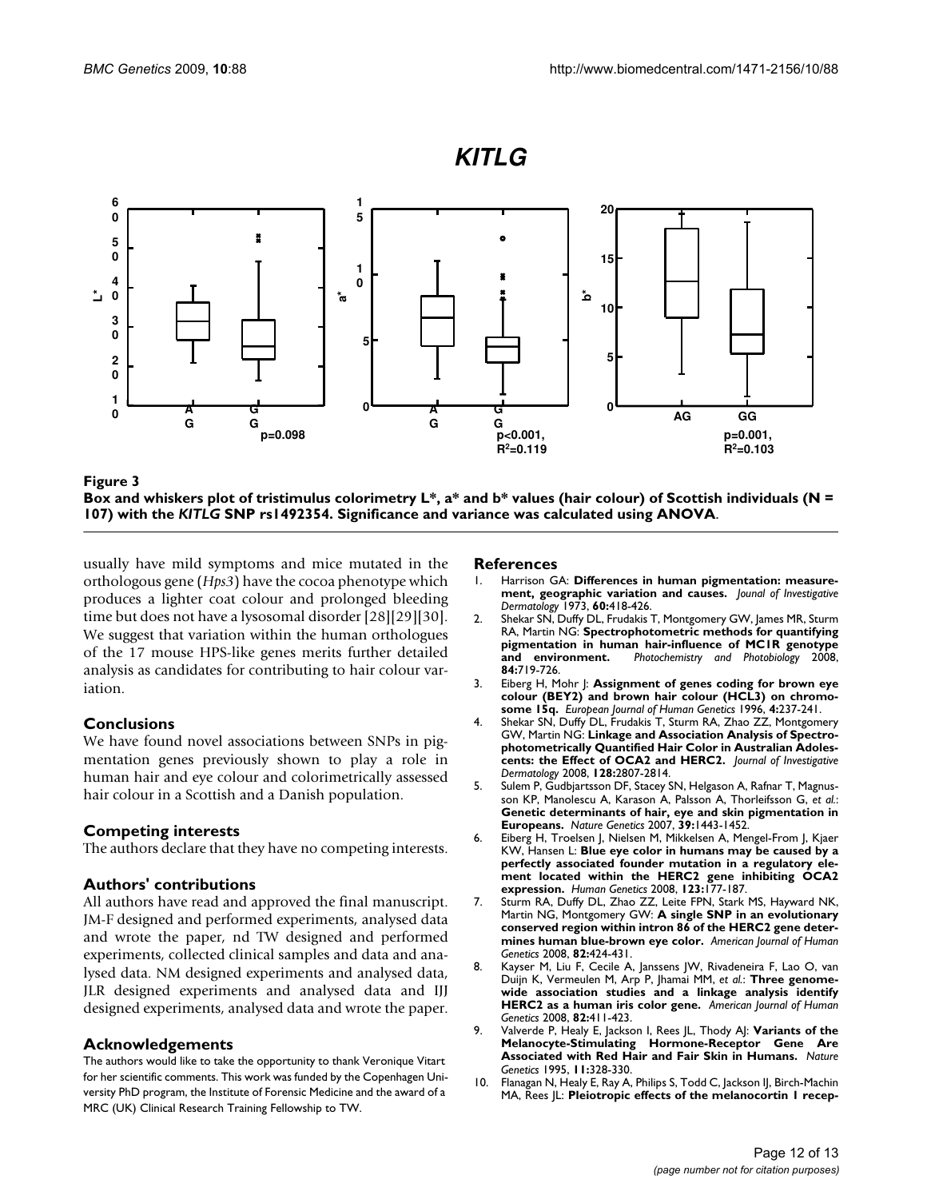**Figure 3**
**Box and whiskers plot of tristimulus colorimetry L*, a* and b* values (hair colour) of Scottish individuals (N = 107) with the *KITLG* SNP rs1492354. Significance and variance was calculated using ANOVA**.

usually have mild symptoms and mice mutated in the orthologous gene (*Hps3*) have the cocoa phenotype which produces a lighter coat colour and prolonged bleeding time but does not have a lysosomal disorder [28][29][30]. We suggest that variation within the human orthologues of the 17 mouse HPS-like genes merits further detailed analysis as candidates for contributing to hair colour variation.

## Conclusions

We have found novel associations between SNPs in pigmentation genes previously shown to play a role in human hair and eye colour and colorimetrically assessed hair colour in a Scottish and a Danish population.

## Competing interests

The authors declare that they have no competing interests.

## Authors' contributions

All authors have read and approved the final manuscript. JM-F designed and performed experiments, analysed data and wrote the paper, nd TW designed and performed experiments, collected clinical samples and data and analysed data. NM designed experiments and analysed data, JLR designed experiments and analysed data and IJJ designed experiments, analysed data and wrote the paper.

## Acknowledgements

The authors would like to take the opportunity to thank Veronique Vitart for her scientific comments. This work was funded by the Copenhagen University PhD program, the Institute of Forensic Medicine and the award of a MRC (UK) Clinical Research Training Fellowship to TW.

## References

1. Harrison GA: **Differences in human pigmentation: measurement, geographic variation and causes.** *Journal of Investigative Dermatology* 1973, **60:**418-426.
2. Shekar SN, Duffy DL, Frudakis T, Montgomery GW, James MR, Sturm RA, Martin NG: **Spectrophotometric methods for quantifying pigmentation in human hair-influence of MC1R genotype and environment.** *Photochemistry and Photobiology* 2008, **84:**719-726.
3. Eiberg H, Mohr J: **Assignment of genes coding for brown eye colour (BEY2) and brown hair colour (HCL3) on chromosome 15q.** *European Journal of Human Genetics* 1996, **4:**237-241.
4. Shekar SN, Duffy DL, Frudakis T, Sturm RA, Zhao ZZ, Montgomery GW, Martin NG: **Linkage and Association Analysis of Spectrophotometrically Quantified Hair Color in Australian Adolescents: the Effect of OCA2 and HERC2.** *Journal of Investigative Dermatology* 2008, **128:**2807-2814.
5. Sulem P, Gudbjartsson DF, Stacey SN, Helgason A, Rafnar T, Magnusson KP, Manolescu A, Karason A, Palsson A, Thorleifsson G, *et al.*: **Genetic determinants of hair, eye and skin pigmentation in Europeans.** *Nature Genetics* 2007, **39:**1443-1452.
6. Eiberg H, Troelsen J, Nielsen M, Mikkelsen A, Mengel-From J, Kjaer KW, Hansen L: **Blue eye color in humans may be caused by a perfectly associated founder mutation in a regulatory element located within the HERC2 gene inhibiting OCA2 expression.** *Human Genetics* 2008, **123:**177-187.
7. Sturm RA, Duffy DL, Zhao ZZ, Leite FPN, Stark MS, Hayward NK, Martin NG, Montgomery GW: **A single SNP in an evolutionary conserved region within intron 86 of the HERC2 gene determines human blue-brown eye color.** *American Journal of Human Genetics* 2008, **82:**424-431.
8. Kayser M, Liu F, Cecile A, Janssens JW, Rivadeneira F, Lao O, van Duijn K, Vermeulen M, Arp P, Jhamai MM, *et al.*: **Three genome-wide association studies and a linkage analysis identify HERC2 as a human iris color gene.** *American Journal of Human Genetics* 2008, **82:**411-423.
9. Valverde P, Healy E, Jackson I, Rees JL, Thody AJ: **Variants of the Melanocyte-Stimulating Hormone-Receptor Gene Are Associated with Red Hair and Fair Skin in Humans.** *Nature Genetics* 1995, **11:**328-330.
10. Flanagan N, Healy E, Ray A, Philips S, Todd C, Jackson IJ, Birch-Machin MA, Rees JL: **Pleiotropic effects of the melanocortin 1 recep-**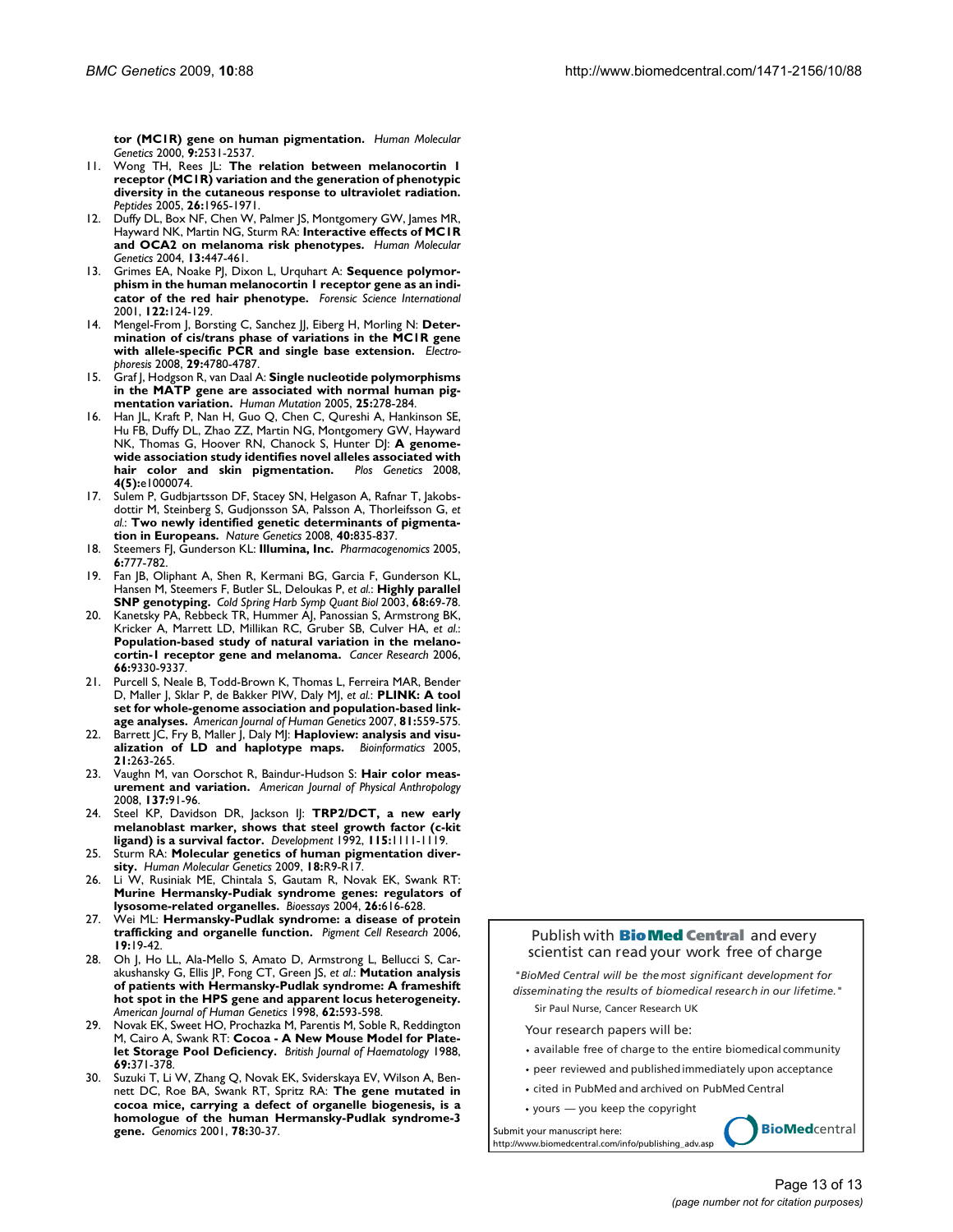tor (MC1R) gene on human pigmentation. *Human Molecular Genetics* 2000, **9:**2531-2537.

11. Wong TH, Rees JL: **The relation between melanocortin 1 receptor (MC1R) variation and the generation of phenotypic diversity in the cutaneous response to ultraviolet radiation.** *Peptides* 2005, **26:**1965-1971.
12. Duffy DL, Box NF, Chen W, Palmer JS, Montgomery GW, James MR, Hayward NK, Martin NG, Sturm RA: **Interactive effects of MC1R and OCA2 on melanoma risk phenotypes.** *Human Molecular Genetics* 2004, **13:**447-461.
13. Grimes EA, Noake PJ, Dixon L, Urquhart A: **Sequence polymorphism in the human melanocortin 1 receptor gene as an indicator of the red hair phenotype.** *Forensic Science International* 2001, **122:**124-129.
14. Mengel-From J, Borsting C, Sanchez JJ, Eiberg H, Morling N: **Determination of cis/trans phase of variations in the MC1R gene with allele-specific PCR and single base extension.** *Electrophoresis* 2008, **29:**4780-4787.
15. Graf J, Hodgson R, van Daal A: **Single nucleotide polymorphisms in the MATP gene are associated with normal human pigmentation variation.** *Human Mutation* 2005, **25:**278-284.
16. Han JL, Kraft P, Nan H, Guo Q, Chen C, Qureshi A, Hankinson SE, Hu FB, Duffy DL, Zhao ZZ, Martin NG, Montgomery GW, Hayward NK, Thomas G, Hoover RN, Chanock S, Hunter DJ: **A genome-wide association study identifies novel alleles associated with hair color and skin pigmentation.** *Plos Genetics* 2008, **4(5):**e1000074.
17. Sulem P, Gudbjartsson DF, Stacey SN, Helgason A, Rafnar T, Jakobsdottir M, Steinberg S, Gudjonsson SA, Palsson A, Thorleifsson G, *et al.*: **Two newly identified genetic determinants of pigmentation in Europeans.** *Nature Genetics* 2008, **40:**835-837.
18. Steemers FJ, Gunderson KL: **Illumina, Inc.** *Pharmacogenomics* 2005, **6:**777-782.
19. Fan JB, Oliphant A, Shen R, Kermani BG, Garcia F, Gunderson KL, Hansen M, Steemers F, Butler SL, Deloukas P, *et al.*: **Highly parallel SNP genotyping.** *Cold Spring Harb Symp Quant Biol* 2003, **68:**69-78.
20. Kanetsky PA, Rebbeck TR, Hummer AJ, Panossian S, Armstrong BK, Kricker A, Marrett LD, Millikan RC, Gruber SB, Culver HA, *et al.*: **Population-based study of natural variation in the melanocortin-1 receptor gene and melanoma.** *Cancer Research* 2006, **66:**9330-9337.
21. Purcell S, Neale B, Todd-Brown K, Thomas L, Ferreira MAR, Bender D, Maller J, Sklar P, de Bakker PIW, Daly MJ, *et al.*: **PLINK: A tool set for whole-genome association and population-based linkage analyses.** *American Journal of Human Genetics* 2007, **81:**559-575.
22. Barrett JC, Fry B, Maller J, Daly MJ: **Haploview: analysis and visualization of LD and haplotype maps.** *Bioinformatics* 2005, **21:**263-265.
23. Vaughn M, van Oorschot R, Baindur-Hudson S: **Hair color measurement and variation.** *American Journal of Physical Anthropology* 2008, **137:**91-96.
24. Steel KP, Davidson DR, Jackson IJ: **TRP2/DCT, a new early melanoblast marker, shows that steel growth factor (c-kit ligand) is a survival factor.** *Development* 1992, **115:**1111-1119.
25. Sturm RA: **Molecular genetics of human pigmentation diversity.** *Human Molecular Genetics* 2009, **18:**R9-R17.
26. Li W, Rusiniak ME, Chintala S, Gautam R, Novak EK, Swank RT: **Murine Hermansky-Pudiak syndrome genes: regulators of lysosome-related organelles.** *Bioessays* 2004, **26:**616-628.
27. Wei ML: **Hermansky-Pudlak syndrome: a disease of protein trafficking and organelle function.** *Pigment Cell Research* 2006, **19:**19-42.
28. Oh J, Ho LL, Ala-Mello S, Amato D, Armstrong L, Bellucci S, Carakushansky G, Ellis JP, Fong CT, Green JS, *et al.*: **Mutation analysis of patients with Hermansky-Pudlak syndrome: A frameshift hot spot in the HPS gene and apparent locus heterogeneity.** *American Journal of Human Genetics* 1998, **62:**593-598.
29. Novak EK, Sweet HO, Prochazka M, Parentis M, Soble R, Reddington M, Cairo A, Swank RT: **Cocoa - A New Mouse Model for Platelet Storage Pool Deficiency.** *British Journal of Haematology* 1988, **69:**371-378.
30. Suzuki T, Li W, Zhang Q, Novak EK, Sviderskaya EV, Wilson A, Bennett DC, Roe BA, Swank RT, Spritz RA: **The gene mutated in cocoa mice, carrying a defect of organelle biogenesis, is a homologue of the human Hermansky-Pudlak syndrome-3 gene.** *Genomics* 2001, **78:**30-37.

Publish with **BioMed Central** and every scientist can read your work free of charge

*"BioMed Central will be the most significant development for disseminating the results of biomedical research in our lifetime."*
Sir Paul Nurse, Cancer Research UK

Your research papers will be:

- available free of charge to the entire biomedical community
- peer reviewed and published immediately upon acceptance
- cited in PubMed and archived on PubMed Central
- yours — you keep the copyright

Submit your manuscript here:
http://www.biomedcentral.com/info/publishing_adv.asp

**BioMed**central